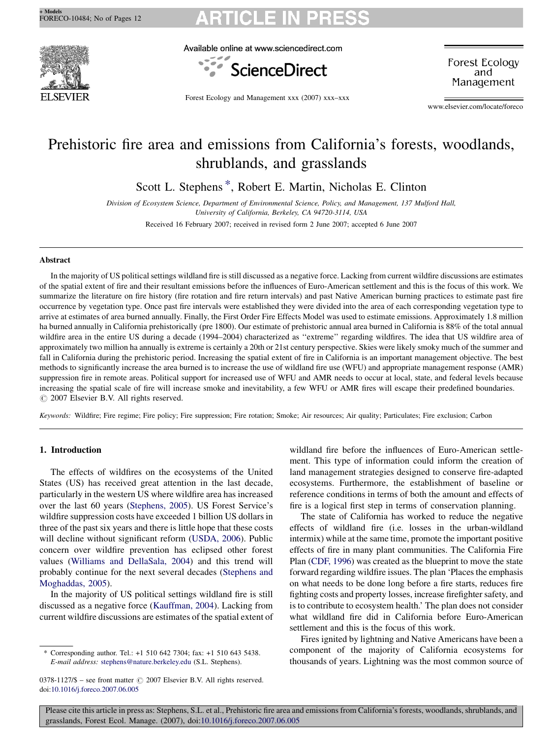# Prehistoric fire area and emissions from California's forests, woodlands, shrublands, and grasslands

Scott L. Stephens *, Robert E. Martin, Nicholas E. Clinton

*Division of Ecosystem Science, Department of Environmental Science, Policy, and Management, 137 Mulford Hall, University of California, Berkeley, CA 94720-3114, USA*

Received 16 February 2007; received in revised form 2 June 2007; accepted 6 June 2007

## Abstract

In the majority of US political settings wildland fire is still discussed as a negative force. Lacking from current wildfire discussions are estimates of the spatial extent of fire and their resultant emissions before the influences of Euro-American settlement and this is the focus of this work. We summarize the literature on fire history (fire rotation and fire return intervals) and past Native American burning practices to estimate past fire occurrence by vegetation type. Once past fire intervals were established they were divided into the area of each corresponding vegetation type to arrive at estimates of area burned annually. Finally, the First Order Fire Effects Model was used to estimate emissions. Approximately 1.8 million ha burned annually in California prehistorically (pre 1800). Our estimate of prehistoric annual area burned in California is 88% of the total annual wildfire area in the entire US during a decade (1994–2004) characterized as ''extreme'' regarding wildfires. The idea that US wildfire area of approximately two million ha annually is extreme is certainly a 20th or 21st century perspective. Skies were likely smoky much of the summer and fall in California during the prehistoric period. Increasing the spatial extent of fire in California is an important management objective. The best methods to significantly increase the area burned is to increase the use of wildland fire use (WFU) and appropriate management response (AMR) suppression fire in remote areas. Political support for increased use of WFU and AMR needs to occur at local, state, and federal levels because increasing the spatial scale of fire will increase smoke and inevitability, a few WFU or AMR fires will escape their predefined boundaries.

© 2007 Elsevier B.V. All rights reserved.

*Keywords:* Wildfire; Fire regime; Fire policy; Fire suppression; Fire rotation; Smoke; Air resources; Air quality; Particulates; Fire exclusion; Carbon

## 1. Introduction

The effects of wildfires on the ecosystems of the United States (US) has received great attention in the last decade, particularly in the western US where wildfire area has increased over the last 60 years (Stephens, 2005). US Forest Service's wildfire suppression costs have exceeded 1 billion US dollars in three of the past six years and there is little hope that these costs will decline without significant reform (USDA, 2006). Public concern over wildfire prevention has eclipsed other forest values (Williams and DellaSala, 2004) and this trend will probably continue for the next several decades (Stephens and Moghaddas, 2005).

In the majority of US political settings wildland fire is still discussed as a negative force (Kauffman, 2004). Lacking from current wildfire discussions are estimates of the spatial extent of wildland fire before the influences of Euro-American settlement. This type of information could inform the creation of land management strategies designed to conserve fire-adapted ecosystems. Furthermore, the establishment of baseline or reference conditions in terms of both the amount and effects of fire is a logical first step in terms of conservation planning.

The state of California has worked to reduce the negative effects of wildland fire (i.e. losses in the urban-wildland intermix) while at the same time, promote the important positive effects of fire in many plant communities. The California Fire Plan (CDF, 1996) was created as the blueprint to move the state forward regarding wildfire issues. The plan 'Places the emphasis on what needs to be done long before a fire starts, reduces fire fighting costs and property losses, increase firefighter safety, and is to contribute to ecosystem health.' The plan does not consider what wildland fire did in California before Euro-American settlement and this is the focus of this work.

Fires ignited by lightning and Native Americans have been a component of the majority of California ecosystems for thousands of years. Lightning was the most common source of

---

* Corresponding author. Tel.: +1 510 642 7304; fax: +1 510 643 5438. *E-mail address:* stephens@nature.berkeley.edu (S.L. Stephens).

0378-1127/$ – see front matter © 2007 Elsevier B.V. All rights reserved.
doi:10.1016/j.foreco.2007.06.005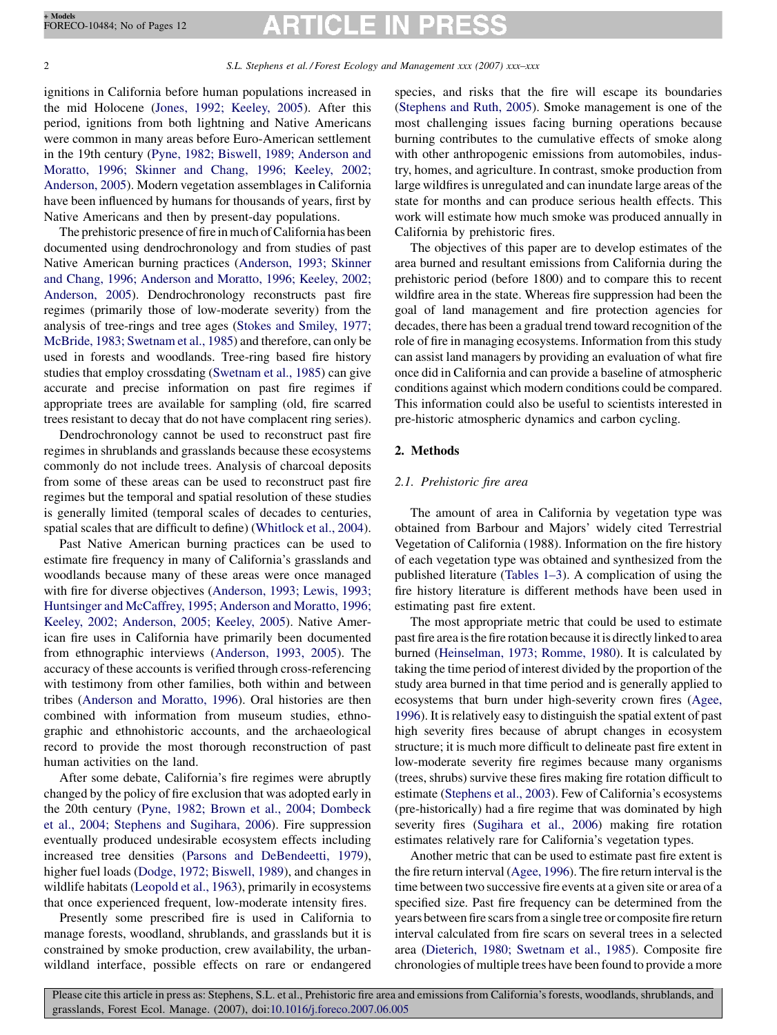ignitions in California before human populations increased in the mid Holocene (Jones, 1992; Keeley, 2005). After this period, ignitions from both lightning and Native Americans were common in many areas before Euro-American settlement in the 19th century (Pyne, 1982; Biswell, 1989; Anderson and Moratto, 1996; Skinner and Chang, 1996; Keeley, 2002; Anderson, 2005). Modern vegetation assemblages in California have been influenced by humans for thousands of years, first by Native Americans and then by present-day populations.

The prehistoric presence of fire in much of California has been documented using dendrochronology and from studies of past Native American burning practices (Anderson, 1993; Skinner and Chang, 1996; Anderson and Moratto, 1996; Keeley, 2002; Anderson, 2005). Dendrochronology reconstructs past fire regimes (primarily those of low-moderate severity) from the analysis of tree-rings and tree ages (Stokes and Smiley, 1977; McBride, 1983; Swetnam et al., 1985) and therefore, can only be used in forests and woodlands. Tree-ring based fire history studies that employ crossdating (Swetnam et al., 1985) can give accurate and precise information on past fire regimes if appropriate trees are available for sampling (old, fire scarred trees resistant to decay that do not have complacent ring series).

Dendrochronology cannot be used to reconstruct past fire regimes in shrublands and grasslands because these ecosystems commonly do not include trees. Analysis of charcoal deposits from some of these areas can be used to reconstruct past fire regimes but the temporal and spatial resolution of these studies is generally limited (temporal scales of decades to centuries, spatial scales that are difficult to define) (Whitlock et al., 2004).

Past Native American burning practices can be used to estimate fire frequency in many of California's grasslands and woodlands because many of these areas were once managed with fire for diverse objectives (Anderson, 1993; Lewis, 1993; Huntsinger and McCaffrey, 1995; Anderson and Moratto, 1996; Keeley, 2002; Anderson, 2005; Keeley, 2005). Native American fire uses in California have primarily been documented from ethnographic interviews (Anderson, 1993, 2005). The accuracy of these accounts is verified through cross-referencing with testimony from other families, both within and between tribes (Anderson and Moratto, 1996). Oral histories are then combined with information from museum studies, ethnographic and ethnohistoric accounts, and the archaeological record to provide the most thorough reconstruction of past human activities on the land.

After some debate, California's fire regimes were abruptly changed by the policy of fire exclusion that was adopted early in the 20th century (Pyne, 1982; Brown et al., 2004; Dombeck et al., 2004; Stephens and Sugihara, 2006). Fire suppression eventually produced undesirable ecosystem effects including increased tree densities (Parsons and DeBendeetti, 1979), higher fuel loads (Dodge, 1972; Biswell, 1989), and changes in wildlife habitats (Leopold et al., 1963), primarily in ecosystems that once experienced frequent, low-moderate intensity fires.

Presently some prescribed fire is used in California to manage forests, woodland, shrublands, and grasslands but it is constrained by smoke production, crew availability, the urban-wildland interface, possible effects on rare or endangered species, and risks that the fire will escape its boundaries (Stephens and Ruth, 2005). Smoke management is one of the most challenging issues facing burning operations because burning contributes to the cumulative effects of smoke along with other anthropogenic emissions from automobiles, industry, homes, and agriculture. In contrast, smoke production from large wildfires is unregulated and can inundate large areas of the state for months and can produce serious health effects. This work will estimate how much smoke was produced annually in California by prehistoric fires.

The objectives of this paper are to develop estimates of the area burned and resultant emissions from California during the prehistoric period (before 1800) and to compare this to recent wildfire area in the state. Whereas fire suppression had been the goal of land management and fire protection agencies for decades, there has been a gradual trend toward recognition of the role of fire in managing ecosystems. Information from this study can assist land managers by providing an evaluation of what fire once did in California and can provide a baseline of atmospheric conditions against which modern conditions could be compared. This information could also be useful to scientists interested in pre-historic atmospheric dynamics and carbon cycling.

## 2. Methods

### 2.1. Prehistoric fire area

The amount of area in California by vegetation type was obtained from Barbour and Majors' widely cited Terrestrial Vegetation of California (1988). Information on the fire history of each vegetation type was obtained and synthesized from the published literature (Tables 1–3). A complication of using the fire history literature is different methods have been used in estimating past fire extent.

The most appropriate metric that could be used to estimate past fire area is the fire rotation because it is directly linked to area burned (Heinselman, 1973; Romme, 1980). It is calculated by taking the time period of interest divided by the proportion of the study area burned in that time period and is generally applied to ecosystems that burn under high-severity crown fires (Agee, 1996). It is relatively easy to distinguish the spatial extent of past high severity fires because of abrupt changes in ecosystem structure; it is much more difficult to delineate past fire extent in low-moderate severity fire regimes because many organisms (trees, shrubs) survive these fires making fire rotation difficult to estimate (Stephens et al., 2003). Few of California's ecosystems (pre-historically) had a fire regime that was dominated by high severity fires (Sugihara et al., 2006) making fire rotation estimates relatively rare for California's vegetation types.

Another metric that can be used to estimate past fire extent is the fire return interval (Agee, 1996). The fire return interval is the time between two successive fire events at a given site or area of a specified size. Past fire frequency can be determined from the years between fire scars from a single tree or composite fire return interval calculated from fire scars on several trees in a selected area (Dieterich, 1980; Swetnam et al., 1985). Composite fire chronologies of multiple trees have been found to provide a more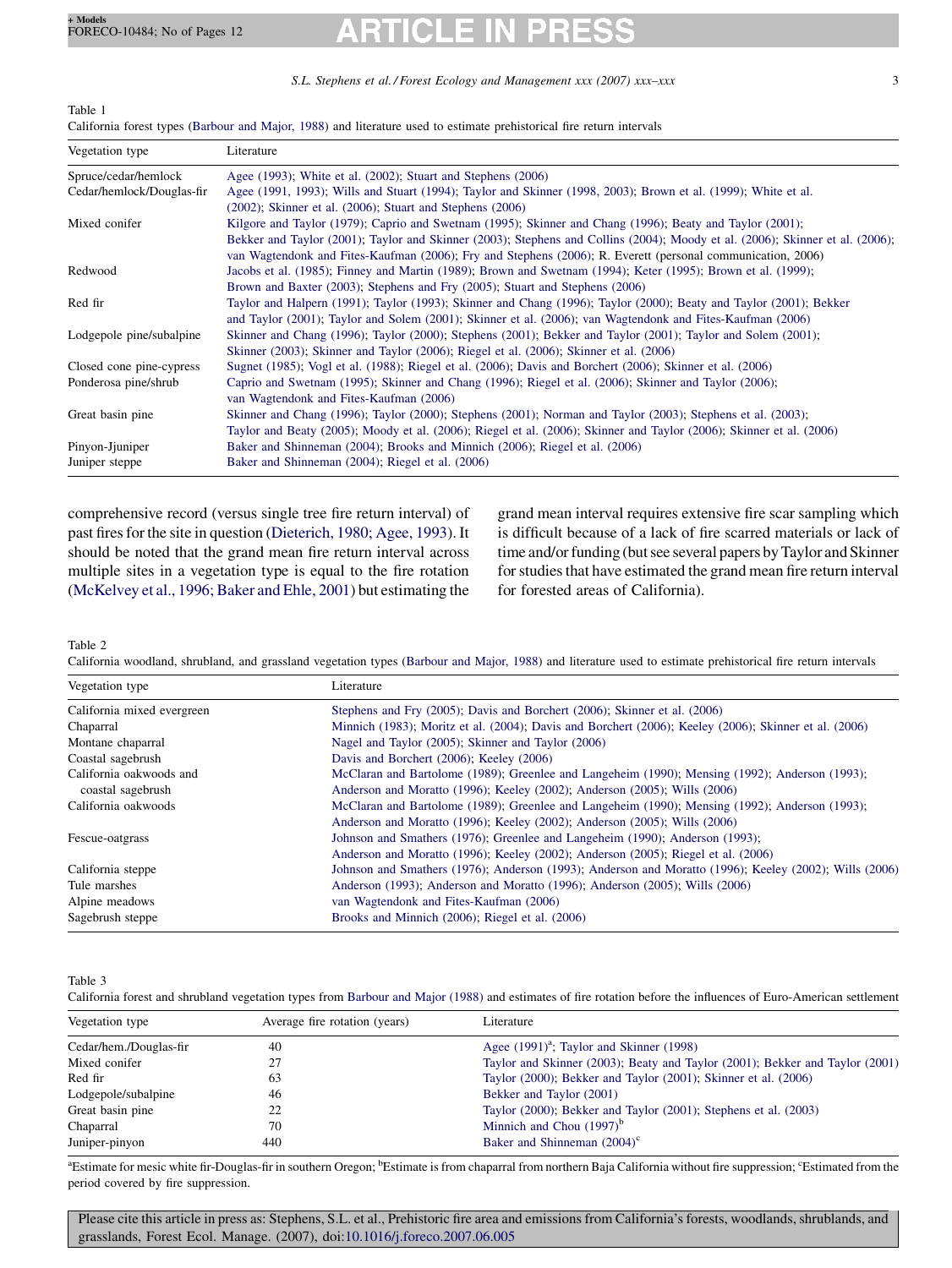Table 1
California forest types (Barbour and Major, 1988) and literature used to estimate prehistorical fire return intervals

| Vegetation type | Literature |
|---|---|
| Spruce/cedar/hemlock | Agee (1993); White et al. (2002); Stuart and Stephens (2006) |
| Cedar/hemlock/Douglas-fir | Agee (1991, 1993); Wills and Stuart (1994); Taylor and Skinner (1998, 2003); Brown et al. (1999); White et al. (2002); Skinner et al. (2006); Stuart and Stephens (2006) |
| Mixed conifer | Kilgore and Taylor (1979); Caprio and Swetnam (1995); Skinner and Chang (1996); Beaty and Taylor (2001); Bekker and Taylor (2001); Taylor and Skinner (2003); Stephens and Collins (2004); Moody et al. (2006); Skinner et al. (2006); van Wagtendonk and Fites-Kaufman (2006); Fry and Stephens (2006); R. Everett (personal communication, 2006) |
| Redwood | Jacobs et al. (1985); Finney and Martin (1989); Brown and Swetnam (1994); Keter (1995); Brown et al. (1999); Brown and Baxter (2003); Stephens and Fry (2005); Stuart and Stephens (2006) |
| Red fir | Taylor and Halpern (1991); Taylor (1993); Skinner and Chang (1996); Taylor (2000); Beaty and Taylor (2001); Bekker and Taylor (2001); Taylor and Solem (2001); Skinner et al. (2006); van Wagtendonk and Fites-Kaufman (2006) |
| Lodgepole pine/subalpine | Skinner and Chang (1996); Taylor (2000); Stephens (2001); Bekker and Taylor (2001); Taylor and Solem (2001); Skinner (2003); Skinner and Taylor (2006); Riegel et al. (2006); Skinner et al. (2006) |
| Closed cone pine-cypress | Sugnet (1985); Vogl et al. (1988); Riegel et al. (2006); Davis and Borchert (2006); Skinner et al. (2006) |
| Ponderosa pine/shrub | Caprio and Swetnam (1995); Skinner and Chang (1996); Riegel et al. (2006); Skinner and Taylor (2006); van Wagtendonk and Fites-Kaufman (2006) |
| Great basin pine | Skinner and Chang (1996); Taylor (2000); Stephens (2001); Norman and Taylor (2003); Stephens et al. (2003); Taylor and Beaty (2005); Moody et al. (2006); Riegel et al. (2006); Skinner and Taylor (2006); Skinner et al. (2006) |
| Pinyon-Jjuniper | Baker and Shinneman (2004); Brooks and Minnich (2006); Riegel et al. (2006) |
| Juniper steppe | Baker and Shinneman (2004); Riegel et al. (2006) |

comprehensive record (versus single tree fire return interval) of past fires for the site in question (Dieterich, 1980; Agee, 1993). It should be noted that the grand mean fire return interval across multiple sites in a vegetation type is equal to the fire rotation (McKelvey et al., 1996; Baker and Ehle, 2001) but estimating the grand mean interval requires extensive fire scar sampling which is difficult because of a lack of fire scarred materials or lack of time and/or funding (but see several papers by Taylor and Skinner for studies that have estimated the grand mean fire return interval for forested areas of California).

Table 2
California woodland, shrubland, and grassland vegetation types (Barbour and Major, 1988) and literature used to estimate prehistorical fire return intervals

| Vegetation type | Literature |
|---|---|
| California mixed evergreen | Stephens and Fry (2005); Davis and Borchert (2006); Skinner et al. (2006) |
| Chaparral | Minnich (1983); Moritz et al. (2004); Davis and Borchert (2006); Keeley (2006); Skinner et al. (2006) |
| Montane chaparral | Nagel and Taylor (2005); Skinner and Taylor (2006) |
| Coastal sagebrush | Davis and Borchert (2006); Keeley (2006) |
| California oakwoods and coastal sagebrush | McClaran and Bartolome (1989); Greenlee and Langeheim (1990); Mensing (1992); Anderson (1993); Anderson and Moratto (1996); Keeley (2002); Anderson (2005); Wills (2006) |
| California oakwoods | McClaran and Bartolome (1989); Greenlee and Langeheim (1990); Mensing (1992); Anderson (1993); Anderson and Moratto (1996); Keeley (2002); Anderson (2005); Wills (2006) |
| Fescue-oatgrass | Johnson and Smathers (1976); Greenlee and Langeheim (1990); Anderson (1993); Anderson and Moratto (1996); Keeley (2002); Anderson (2005); Riegel et al. (2006) |
| California steppe | Johnson and Smathers (1976); Anderson (1993); Anderson and Moratto (1996); Keeley (2002); Wills (2006) |
| Tule marshes | Anderson (1993); Anderson and Moratto (1996); Anderson (2005); Wills (2006) |
| Alpine meadows | van Wagtendonk and Fites-Kaufman (2006) |
| Sagebrush steppe | Brooks and Minnich (2006); Riegel et al. (2006) |

Table 3
California forest and shrubland vegetation types from Barbour and Major (1988) and estimates of fire rotation before the influences of Euro-American settlement

| Vegetation type | Average fire rotation (years) | Literature |
|---|---|---|
| Cedar/hem./Douglas-fir | 40 | Agee (1991)[a]; Taylor and Skinner (1998) |
| Mixed conifer | 27 | Taylor and Skinner (2003); Beaty and Taylor (2001); Bekker and Taylor (2001) |
| Red fir | 63 | Taylor (2000); Bekker and Taylor (2001); Skinner et al. (2006) |
| Lodgepole/subalpine | 46 | Bekker and Taylor (2001) |
| Great basin pine | 22 | Taylor (2000); Bekker and Taylor (2001); Stephens et al. (2003) |
| Chaparral | 70 | Minnich and Chou (1997)[b] |
| Juniper-pinyon | 440 | Baker and Shinneman (2004)[c] |

[a]Estimate for mesic white fir-Douglas-fir in southern Oregon; [b]Estimate is from chaparral from northern Baja California without fire suppression; [c]Estimated from the period covered by fire suppression.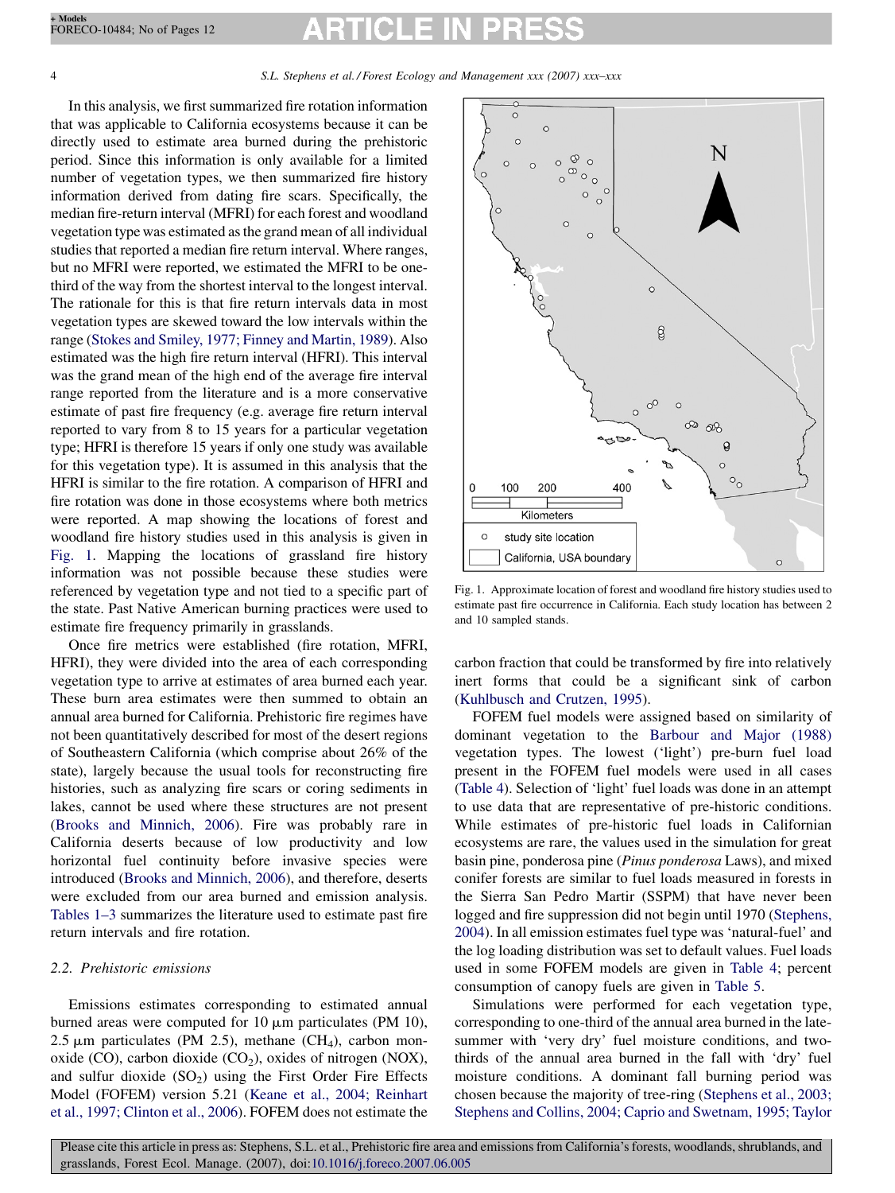In this analysis, we first summarized fire rotation information that was applicable to California ecosystems because it can be directly used to estimate area burned during the prehistoric period. Since this information is only available for a limited number of vegetation types, we then summarized fire history information derived from dating fire scars. Specifically, the median fire-return interval (MFRI) for each forest and woodland vegetation type was estimated as the grand mean of all individual studies that reported a median fire return interval. Where ranges, but no MFRI were reported, we estimated the MFRI to be one-third of the way from the shortest interval to the longest interval. The rationale for this is that fire return intervals data in most vegetation types are skewed toward the low intervals within the range (Stokes and Smiley, 1977; Finney and Martin, 1989). Also estimated was the high fire return interval (HFRI). This interval was the grand mean of the high end of the average fire interval range reported from the literature and is a more conservative estimate of past fire frequency (e.g. average fire return interval reported to vary from 8 to 15 years for a particular vegetation type; HFRI is therefore 15 years if only one study was available for this vegetation type). It is assumed in this analysis that the HFRI is similar to the fire rotation. A comparison of HFRI and fire rotation was done in those ecosystems where both metrics were reported. A map showing the locations of forest and woodland fire history studies used in this analysis is given in Fig. 1. Mapping the locations of grassland fire history information was not possible because these studies were referenced by vegetation type and not tied to a specific part of the state. Past Native American burning practices were used to estimate fire frequency primarily in grasslands.

Once fire metrics were established (fire rotation, MFRI, HFRI), they were divided into the area of each corresponding vegetation type to arrive at estimates of area burned each year. These burn area estimates were then summed to obtain an annual area burned for California. Prehistoric fire regimes have not been quantitatively described for most of the desert regions of Southeastern California (which comprise about 26% of the state), largely because the usual tools for reconstructing fire histories, such as analyzing fire scars or coring sediments in lakes, cannot be used where these structures are not present (Brooks and Minnich, 2006). Fire was probably rare in California deserts because of low productivity and low horizontal fuel continuity before invasive species were introduced (Brooks and Minnich, 2006), and therefore, deserts were excluded from our area burned and emission analysis. Tables 1–3 summarizes the literature used to estimate past fire return intervals and fire rotation.

### 2.2. Prehistoric emissions

Emissions estimates corresponding to estimated annual burned areas were computed for 10 μm particulates (PM 10), 2.5 μm particulates (PM 2.5), methane ($CH_4$), carbon monoxide (CO), carbon dioxide ($CO_2$), oxides of nitrogen (NOX), and sulfur dioxide ($SO_2$) using the First Order Fire Effects Model (FOFEM) version 5.21 (Keane et al., 2004; Reinhart et al., 1997; Clinton et al., 2006). FOFEM does not estimate the carbon fraction that could be transformed by fire into relatively inert forms that could be a significant sink of carbon (Kuhlbusch and Crutzen, 1995).

N

0 100 200 400
Kilometers

○ study site location

California, USA boundary

Fig. 1. Approximate location of forest and woodland fire history studies used to estimate past fire occurrence in California. Each study location has between 2 and 10 sampled stands.

FOFEM fuel models were assigned based on similarity of dominant vegetation to the Barbour and Major (1988) vegetation types. The lowest ('light') pre-burn fuel load present in the FOFEM fuel models were used in all cases (Table 4). Selection of 'light' fuel loads was done in an attempt to use data that are representative of pre-historic conditions. While estimates of pre-historic fuel loads in Californian ecosystems are rare, the values used in the simulation for great basin pine, ponderosa pine (*Pinus ponderosa* Laws), and mixed conifer forests are similar to fuel loads measured in forests in the Sierra San Pedro Martir (SSPM) that have never been logged and fire suppression did not begin until 1970 (Stephens, 2004). In all emission estimates fuel type was 'natural-fuel' and the log loading distribution was set to default values. Fuel loads used in some FOFEM models are given in Table 4; percent consumption of canopy fuels are given in Table 5.

Simulations were performed for each vegetation type, corresponding to one-third of the annual area burned in the late-summer with 'very dry' fuel moisture conditions, and two-thirds of the annual area burned in the fall with 'dry' fuel moisture conditions. A dominant fall burning period was chosen because the majority of tree-ring (Stephens et al., 2003; Stephens and Collins, 2004; Caprio and Swetnam, 1995; Taylor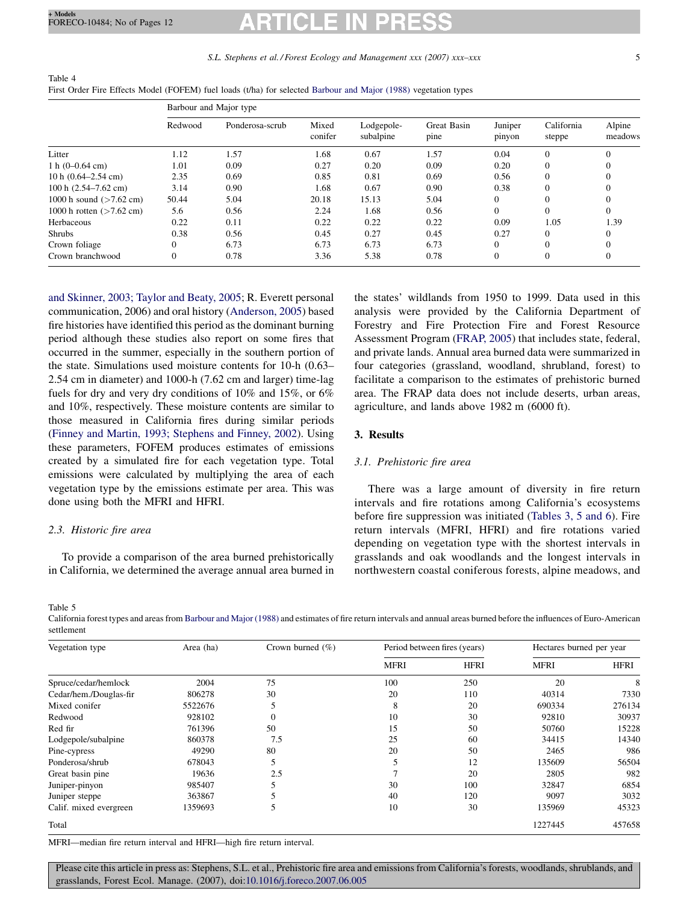Table 4
First Order Fire Effects Model (FOFEM) fuel loads (t/ha) for selected Barbour and Major (1988) vegetation types

| | Barbour and Major type | | | | | | | |
|---|---|---|---|---|---|---|---|---|
| | Redwood | Ponderosa-scrub | Mixed conifer | Lodgepole-subalpine | Great Basin pine | Juniper pinyon | California steppe | Alpine meadows |
| Litter | 1.12 | 1.57 | 1.68 | 0.67 | 1.57 | 0.04 | 0 | 0 |
| 1 h (0–0.64 cm) | 1.01 | 0.09 | 0.27 | 0.20 | 0.09 | 0.20 | 0 | 0 |
| 10 h (0.64–2.54 cm) | 2.35 | 0.69 | 0.85 | 0.81 | 0.69 | 0.56 | 0 | 0 |
| 100 h (2.54–7.62 cm) | 3.14 | 0.90 | 1.68 | 0.67 | 0.90 | 0.38 | 0 | 0 |
| 1000 h sound (>7.62 cm) | 50.44 | 5.04 | 20.18 | 15.13 | 5.04 | 0 | 0 | 0 |
| 1000 h rotten (>7.62 cm) | 5.6 | 0.56 | 2.24 | 1.68 | 0.56 | 0 | 0 | 0 |
| Herbaceous | 0.22 | 0.11 | 0.22 | 0.22 | 0.22 | 0.09 | 1.05 | 1.39 |
| Shrubs | 0.38 | 0.56 | 0.45 | 0.27 | 0.45 | 0.27 | 0 | 0 |
| Crown foliage | 0 | 6.73 | 6.73 | 6.73 | 6.73 | 0 | 0 | 0 |
| Crown branchwood | 0 | 0.78 | 3.36 | 5.38 | 0.78 | 0 | 0 | 0 |

and Skinner, 2003; Taylor and Beaty, 2005; R. Everett personal communication, 2006) and oral history (Anderson, 2005) based fire histories have identified this period as the dominant burning period although these studies also report on some fires that occurred in the summer, especially in the southern portion of the state. Simulations used moisture contents for 10-h (0.63–2.54 cm in diameter) and 1000-h (7.62 cm and larger) time-lag fuels for dry and very dry conditions of 10% and 15%, or 6% and 10%, respectively. These moisture contents are similar to those measured in California fires during similar periods (Finney and Martin, 1993; Stephens and Finney, 2002). Using these parameters, FOFEM produces estimates of emissions created by a simulated fire for each vegetation type. Total emissions were calculated by multiplying the area of each vegetation type by the emissions estimate per area. This was done using both the MFRI and HFRI.

### 2.3. Historic fire area

To provide a comparison of the area burned prehistorically in California, we determined the average annual area burned in the states' wildlands from 1950 to 1999. Data used in this analysis were provided by the California Department of Forestry and Fire Protection Fire and Forest Resource Assessment Program (FRAP, 2005) that includes state, federal, and private lands. Annual area burned data were summarized in four categories (grassland, woodland, shrubland, forest) to facilitate a comparison to the estimates of prehistoric burned area. The FRAP data does not include deserts, urban areas, agriculture, and lands above 1982 m (6000 ft).

## 3. Results

### 3.1. Prehistoric fire area

There was a large amount of diversity in fire return intervals and fire rotations among California's ecosystems before fire suppression was initiated (Tables 3, 5 and 6). Fire return intervals (MFRI, HFRI) and fire rotations varied depending on vegetation type with the shortest intervals in grasslands and oak woodlands and the longest intervals in northwestern coastal coniferous forests, alpine meadows, and

Table 5
California forest types and areas from Barbour and Major (1988) and estimates of fire return intervals and annual areas burned before the influences of Euro-American settlement

| Vegetation type | Area (ha) | Crown burned (%) | Period between fires (years) | | Hectares burned per year | |
|---|---|---|---|---|---|---|
| | | | MFRI | HFRI | MFRI | HFRI |
| Spruce/cedar/hemlock | 2004 | 75 | 100 | 250 | 20 | 8 |
| Cedar/hem./Douglas-fir | 806278 | 30 | 20 | 110 | 40314 | 7330 |
| Mixed conifer | 5522676 | 5 | 8 | 20 | 690334 | 276134 |
| Redwood | 928102 | 0 | 10 | 30 | 92810 | 30937 |
| Red fir | 761396 | 50 | 15 | 50 | 50760 | 15228 |
| Lodgepole/subalpine | 860378 | 7.5 | 25 | 60 | 34415 | 14340 |
| Pine-cypress | 49290 | 80 | 20 | 50 | 2465 | 986 |
| Ponderosa/shrub | 678043 | 5 | 5 | 12 | 135609 | 56504 |
| Great basin pine | 19636 | 2.5 | 7 | 20 | 2805 | 982 |
| Juniper-pinyon | 985407 | 5 | 30 | 100 | 32847 | 6854 |
| Juniper steppe | 363867 | 5 | 40 | 120 | 9097 | 3032 |
| Calif. mixed evergreen | 1359693 | 5 | 10 | 30 | 135969 | 45323 |
| Total | | | | | 1227445 | 457658 |

MFRI—median fire return interval and HFRI—high fire return interval.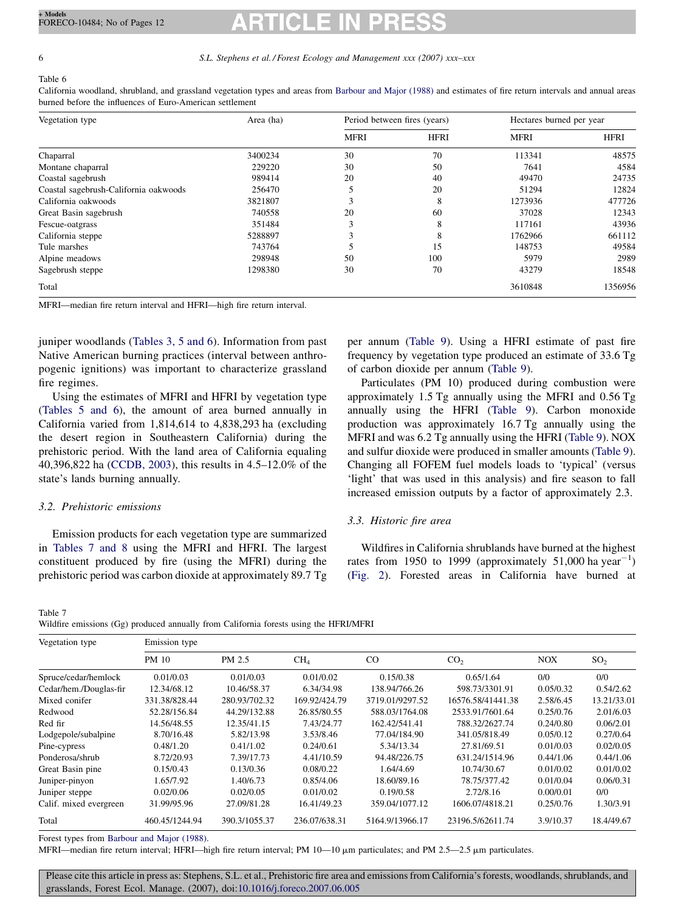Table 6
California woodland, shrubland, and grassland vegetation types and areas from Barbour and Major (1988) and estimates of fire return intervals and annual areas burned before the influences of Euro-American settlement

| Vegetation type | Area (ha) | Period between fires (years) | | Hectares burned per year | |
|---|---|---|---|---|---|
| | | MFRI | HFRI | MFRI | HFRI |
| Chaparral | 3400234 | 30 | 70 | 113341 | 48575 |
| Montane chaparral | 229220 | 30 | 50 | 7641 | 4584 |
| Coastal sagebrush | 989414 | 20 | 40 | 49470 | 24735 |
| Coastal sagebrush-California oakwoods | 256470 | 5 | 20 | 51294 | 12824 |
| California oakwoods | 3821807 | 3 | 8 | 1273936 | 477726 |
| Great Basin sagebrush | 740558 | 20 | 60 | 37028 | 12343 |
| Fescue-oatgrass | 351484 | 3 | 8 | 117161 | 43936 |
| California steppe | 5288897 | 3 | 8 | 1762966 | 661112 |
| Tule marshes | 743764 | 5 | 15 | 148753 | 49584 |
| Alpine meadows | 298948 | 50 | 100 | 5979 | 2989 |
| Sagebrush steppe | 1298380 | 30 | 70 | 43279 | 18548 |
| Total | | | | 3610848 | 1356956 |

MFRI—median fire return interval and HFRI—high fire return interval.

juniper woodlands (Tables 3, 5 and 6). Information from past Native American burning practices (interval between anthropogenic ignitions) was important to characterize grassland fire regimes.

Using the estimates of MFRI and HFRI by vegetation type (Tables 5 and 6), the amount of area burned annually in California varied from 1,814,614 to 4,838,293 ha (excluding the desert region in Southeastern California) during the prehistoric period. With the land area of California equaling 40,396,822 ha (CCDB, 2003), this results in 4.5–12.0% of the state's lands burning annually.

### *3.2. Prehistoric emissions*

Emission products for each vegetation type are summarized in Tables 7 and 8 using the MFRI and HFRI. The largest constituent produced by fire (using the MFRI) during the prehistoric period was carbon dioxide at approximately 89.7 Tg per annum (Table 9). Using a HFRI estimate of past fire frequency by vegetation type produced an estimate of 33.6 Tg of carbon dioxide per annum (Table 9).

Particulates (PM 10) produced during combustion were approximately 1.5 Tg annually using the MFRI and 0.56 Tg annually using the HFRI (Table 9). Carbon monoxide production was approximately 16.7 Tg annually using the MFRI and was 6.2 Tg annually using the HFRI (Table 9). NOX and sulfur dioxide were produced in smaller amounts (Table 9). Changing all FOFEM fuel models loads to 'typical' (versus 'light' that was used in this analysis) and fire season to fall increased emission outputs by a factor of approximately 2.3.

### *3.3. Historic fire area*

Wildfires in California shrublands have burned at the highest rates from 1950 to 1999 (approximately 51,000 ha $year^{-1}$) (Fig. 2). Forested areas in California have burned at

Table 7
Wildfire emissions (Gg) produced annually from California forests using the HFRI/MFRI

| Vegetation type | Emission type | | | | | | |
|---|---|---|---|---|---|---|---|
| | PM 10 | PM 2.5 | $CH_4$ | CO | $CO_2$ | NOX | $SO_2$ |
| Spruce/cedar/hemlock | 0.01/0.03 | 0.01/0.03 | 0.01/0.02 | 0.15/0.38 | 0.65/1.64 | 0/0 | 0/0 |
| Cedar/hem./Douglas-fir | 12.34/68.12 | 10.46/58.37 | 6.34/34.98 | 138.94/766.26 | 598.73/3301.91 | 0.05/0.32 | 0.54/2.62 |
| Mixed conifer | 331.38/828.44 | 280.93/702.32 | 169.92/424.79 | 3719.01/9297.52 | 16576.58/41441.38 | 2.58/6.45 | 13.21/33.01 |
| Redwood | 52.28/156.84 | 44.29/132.88 | 26.85/80.55 | 588.03/1764.08 | 2533.91/7601.64 | 0.25/0.76 | 2.01/6.03 |
| Red fir | 14.56/48.55 | 12.35/41.15 | 7.43/24.77 | 162.42/541.41 | 788.32/2627.74 | 0.24/0.80 | 0.06/2.01 |
| Lodgepole/subalpine | 8.70/16.48 | 5.82/13.98 | 3.53/8.46 | 77.04/184.90 | 341.05/818.49 | 0.05/0.12 | 0.27/0.64 |
| Pine-cypress | 0.48/1.20 | 0.41/1.02 | 0.24/0.61 | 5.34/13.34 | 27.81/69.51 | 0.01/0.03 | 0.02/0.05 |
| Ponderosa/shrub | 8.72/20.93 | 7.39/17.73 | 4.41/10.59 | 94.48/226.75 | 631.24/1514.96 | 0.44/1.06 | 0.44/1.06 |
| Great Basin pine | 0.15/0.43 | 0.13/0.36 | 0.08/0.22 | 1.64/4.69 | 10.74/30.67 | 0.01/0.02 | 0.01/0.02 |
| Juniper-pinyon | 1.65/7.92 | 1.40/6.73 | 0.85/4.06 | 18.60/89.16 | 78.75/377.42 | 0.01/0.04 | 0.06/0.31 |
| Juniper steppe | 0.02/0.06 | 0.02/0.05 | 0.01/0.02 | 0.19/0.58 | 2.72/8.16 | 0.00/0.01 | 0/0 |
| Calif. mixed evergreen | 31.99/95.96 | 27.09/81.28 | 16.41/49.23 | 359.04/1077.12 | 1606.07/4818.21 | 0.25/0.76 | 1.30/3.91 |
| Total | 460.45/1244.94 | 390.3/1055.37 | 236.07/638.31 | 5164.9/13966.17 | 23196.5/62611.74 | 3.9/10.37 | 18.4/49.67 |

Forest types from Barbour and Major (1988).
MFRI—median fire return interval; HFRI—high fire return interval; PM 10—10 μm particulates; and PM 2.5—2.5 μm particulates.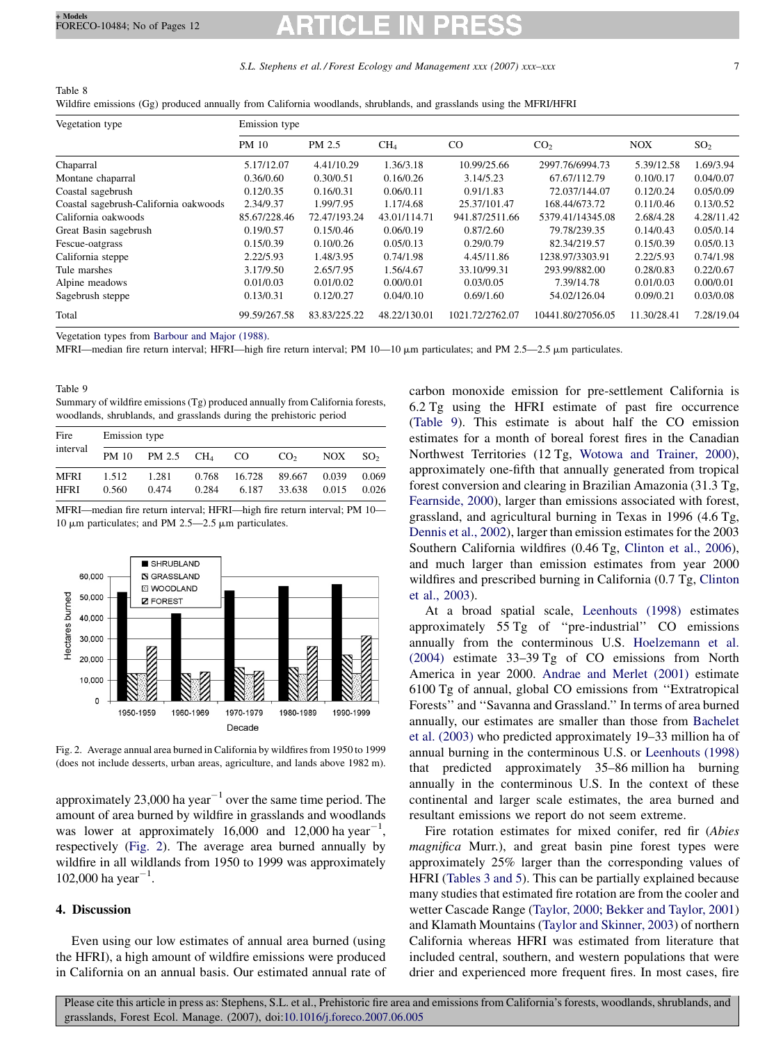Table 8

Wildfire emissions (Gg) produced annually from California woodlands, shrublands, and grasslands using the MFRI/HFRI

| Vegetation type | Emission type | | | | | | |
|---|---|---|---|---|---|---|---|
| | PM 10 | PM 2.5 | $CH_4$ | CO | $CO_2$ | NOX | $SO_2$ |
| Chaparral | 5.17/12.07 | 4.41/10.29 | 1.36/3.18 | 10.99/25.66 | 2997.76/6994.73 | 5.39/12.58 | 1.69/3.94 |
| Montane chaparral | 0.36/0.60 | 0.30/0.51 | 0.16/0.26 | 3.14/5.23 | 67.67/112.79 | 0.10/0.17 | 0.04/0.07 |
| Coastal sagebrush | 0.12/0.35 | 0.16/0.31 | 0.06/0.11 | 0.91/1.83 | 72.037/144.07 | 0.12/0.24 | 0.05/0.09 |
| Coastal sagebrush-California oakwoods | 2.34/9.37 | 1.99/7.95 | 1.17/4.68 | 25.37/101.47 | 168.44/673.72 | 0.11/0.46 | 0.13/0.52 |
| California oakwoods | 85.67/228.46 | 72.47/193.24 | 43.01/114.71 | 941.87/2511.66 | 5379.41/14345.08 | 2.68/4.28 | 4.28/11.42 |
| Great Basin sagebrush | 0.19/0.57 | 0.15/0.46 | 0.06/0.19 | 0.87/2.60 | 79.78/239.35 | 0.14/0.43 | 0.05/0.14 |
| Fescue-oatgrass | 0.15/0.39 | 0.10/0.26 | 0.05/0.13 | 0.29/0.79 | 82.34/219.57 | 0.15/0.39 | 0.05/0.13 |
| California steppe | 2.22/5.93 | 1.48/3.95 | 0.74/1.98 | 4.45/11.86 | 1238.97/3303.91 | 2.22/5.93 | 0.74/1.98 |
| Tule marshes | 3.17/9.50 | 2.65/7.95 | 1.56/4.67 | 33.10/99.31 | 293.99/882.00 | 0.28/0.83 | 0.22/0.67 |
| Alpine meadows | 0.01/0.03 | 0.01/0.02 | 0.00/0.01 | 0.03/0.05 | 7.39/14.78 | 0.01/0.03 | 0.00/0.01 |
| Sagebrush steppe | 0.13/0.31 | 0.12/0.27 | 0.04/0.10 | 0.69/1.60 | 54.02/126.04 | 0.09/0.21 | 0.03/0.08 |
| Total | 99.59/267.58 | 83.83/225.22 | 48.22/130.01 | 1021.72/2762.07 | 10441.80/27056.05 | 11.30/28.41 | 7.28/19.04 |

Vegetation types from Barbour and Major (1988).

MFRI—median fire return interval; HFRI—high fire return interval; PM 10—10 μm particulates; and PM 2.5—2.5 μm particulates.

Table 9

Summary of wildfire emissions (Tg) produced annually from California forests, woodlands, shrublands, and grasslands during the prehistoric period

| Fire interval | Emission type | | | | | | |
|---|---|---|---|---|---|---|---|
| | PM 10 | PM 2.5 | $CH_4$ | CO | $CO_2$ | NOX | $SO_2$ |
| MFRI | 1.512 | 1.281 | 0.768 | 16.728 | 89.667 | 0.039 | 0.069 |
| HFRI | 0.560 | 0.474 | 0.284 | 6.187 | 33.638 | 0.015 | 0.026 |

MFRI—median fire return interval; HFRI—high fire return interval; PM 10—10 μm particulates; and PM 2.5—2.5 μm particulates.

Fig. 2. Average annual area burned in California by wildfires from 1950 to 1999 (does not include desserts, urban areas, agriculture, and lands above 1982 m).

approximately 23,000 ha year$^{-1}$ over the same time period. The amount of area burned by wildfire in grasslands and woodlands was lower at approximately 16,000 and 12,000 ha year$^{-1}$, respectively (Fig. 2). The average area burned annually by wildfire in all wildlands from 1950 to 1999 was approximately 102,000 ha year$^{-1}$.

## 4. Discussion

Even using our low estimates of annual area burned (using the HFRI), a high amount of wildfire emissions were produced in California on an annual basis. Our estimated annual rate of carbon monoxide emission for pre-settlement California is 6.2 Tg using the HFRI estimate of past fire occurrence (Table 9). This estimate is about half the CO emission estimates for a month of boreal forest fires in the Canadian Northwest Territories (12 Tg, Wotowa and Trainer, 2000), approximately one-fifth that annually generated from tropical forest conversion and clearing in Brazilian Amazonia (31.3 Tg, Fearnside, 2000), larger than emissions associated with forest, grassland, and agricultural burning in Texas in 1996 (4.6 Tg, Dennis et al., 2002), larger than emission estimates for the 2003 Southern California wildfires (0.46 Tg, Clinton et al., 2006), and much larger than emission estimates from year 2000 wildfires and prescribed burning in California (0.7 Tg, Clinton et al., 2003).

At a broad spatial scale, Leenhouts (1998) estimates approximately 55 Tg of "pre-industrial" CO emissions annually from the conterminous U.S. Hoelzemann et al. (2004) estimate 33–39 Tg of CO emissions from North America in year 2000. Andrae and Merlet (2001) estimate 6100 Tg of annual, global CO emissions from "Extratropical Forests" and "Savanna and Grassland." In terms of area burned annually, our estimates are smaller than those from Bachelet et al. (2003) who predicted approximately 19–33 million ha of annual burning in the conterminous U.S. or Leenhouts (1998) that predicted approximately 35–86 million ha burning annually in the conterminous U.S. In the context of these continental and larger scale estimates, the area burned and resultant emissions we report do not seem extreme.

Fire rotation estimates for mixed conifer, red fir (*Abies magnifica* Murr.), and great basin pine forest types were approximately 25% larger than the corresponding values of HFRI (Tables 3 and 5). This can be partially explained because many studies that estimated fire rotation are from the cooler and wetter Cascade Range (Taylor, 2000; Bekker and Taylor, 2001) and Klamath Mountains (Taylor and Skinner, 2003) of northern California whereas HFRI was estimated from literature that included central, southern, and western populations that were drier and experienced more frequent fires. In most cases, fire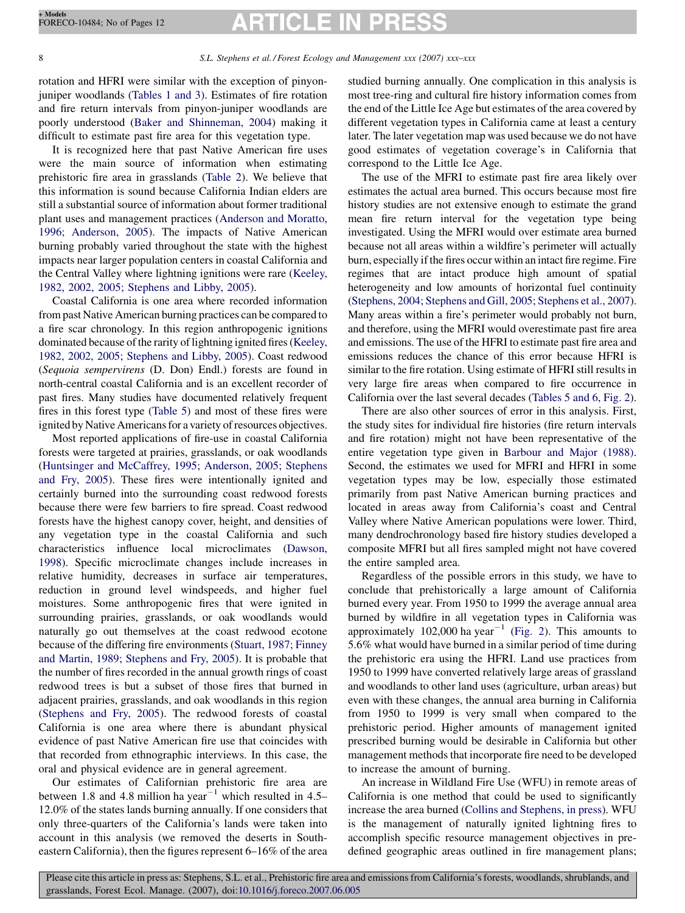rotation and HFRI were similar with the exception of pinyon-juniper woodlands (Tables 1 and 3). Estimates of fire rotation and fire return intervals from pinyon-juniper woodlands are poorly understood (Baker and Shinneman, 2004) making it difficult to estimate past fire area for this vegetation type.

It is recognized here that past Native American fire uses were the main source of information when estimating prehistoric fire area in grasslands (Table 2). We believe that this information is sound because California Indian elders are still a substantial source of information about former traditional plant uses and management practices (Anderson and Moratto, 1996; Anderson, 2005). The impacts of Native American burning probably varied throughout the state with the highest impacts near larger population centers in coastal California and the Central Valley where lightning ignitions were rare (Keeley, 1982, 2002, 2005; Stephens and Libby, 2005).

Coastal California is one area where recorded information from past Native American burning practices can be compared to a fire scar chronology. In this region anthropogenic ignitions dominated because of the rarity of lightning ignited fires (Keeley, 1982, 2002, 2005; Stephens and Libby, 2005). Coast redwood (*Sequoia sempervirens* (D. Don) Endl.) forests are found in north-central coastal California and is an excellent recorder of past fires. Many studies have documented relatively frequent fires in this forest type (Table 5) and most of these fires were ignited by Native Americans for a variety of resources objectives.

Most reported applications of fire-use in coastal California forests were targeted at prairies, grasslands, or oak woodlands (Huntsinger and McCaffrey, 1995; Anderson, 2005; Stephens and Fry, 2005). These fires were intentionally ignited and certainly burned into the surrounding coast redwood forests because there were few barriers to fire spread. Coast redwood forests have the highest canopy cover, height, and densities of any vegetation type in the coastal California and such characteristics influence local microclimates (Dawson, 1998). Specific microclimate changes include increases in relative humidity, decreases in surface air temperatures, reduction in ground level windspeeds, and higher fuel moistures. Some anthropogenic fires that were ignited in surrounding prairies, grasslands, or oak woodlands would naturally go out themselves at the coast redwood ecotone because of the differing fire environments (Stuart, 1987; Finney and Martin, 1989; Stephens and Fry, 2005). It is probable that the number of fires recorded in the annual growth rings of coast redwood trees is but a subset of those fires that burned in adjacent prairies, grasslands, and oak woodlands in this region (Stephens and Fry, 2005). The redwood forests of coastal California is one area where there is abundant physical evidence of past Native American fire use that coincides with that recorded from ethnographic interviews. In this case, the oral and physical evidence are in general agreement.

Our estimates of Californian prehistoric fire area are between 1.8 and 4.8 million ha year$^{-1}$ which resulted in 4.5–12.0% of the states lands burning annually. If one considers that only three-quarters of the California's lands were taken into account in this analysis (we removed the deserts in Southeastern California), then the figures represent 6–16% of the area studied burning annually. One complication in this analysis is most tree-ring and cultural fire history information comes from the end of the Little Ice Age but estimates of the area covered by different vegetation types in California came at least a century later. The later vegetation map was used because we do not have good estimates of vegetation coverage's in California that correspond to the Little Ice Age.

The use of the MFRI to estimate past fire area likely over estimates the actual area burned. This occurs because most fire history studies are not extensive enough to estimate the grand mean fire return interval for the vegetation type being investigated. Using the MFRI would over estimate area burned because not all areas within a wildfire's perimeter will actually burn, especially if the fires occur within an intact fire regime. Fire regimes that are intact produce high amount of spatial heterogeneity and low amounts of horizontal fuel continuity (Stephens, 2004; Stephens and Gill, 2005; Stephens et al., 2007). Many areas within a fire's perimeter would probably not burn, and therefore, using the MFRI would overestimate past fire area and emissions. The use of the HFRI to estimate past fire area and emissions reduces the chance of this error because HFRI is similar to the fire rotation. Using estimate of HFRI still results in very large fire areas when compared to fire occurrence in California over the last several decades (Tables 5 and 6, Fig. 2).

There are also other sources of error in this analysis. First, the study sites for individual fire histories (fire return intervals and fire rotation) might not have been representative of the entire vegetation type given in Barbour and Major (1988). Second, the estimates we used for MFRI and HFRI in some vegetation types may be low, especially those estimated primarily from past Native American burning practices and located in areas away from California's coast and Central Valley where Native American populations were lower. Third, many dendrochronology based fire history studies developed a composite MFRI but all fires sampled might not have covered the entire sampled area.

Regardless of the possible errors in this study, we have to conclude that prehistorically a large amount of California burned every year. From 1950 to 1999 the average annual area burned by wildfire in all vegetation types in California was approximately 102,000 ha year$^{-1}$ (Fig. 2). This amounts to 5.6% what would have burned in a similar period of time during the prehistoric era using the HFRI. Land use practices from 1950 to 1999 have converted relatively large areas of grassland and woodlands to other land uses (agriculture, urban areas) but even with these changes, the annual area burning in California from 1950 to 1999 is very small when compared to the prehistoric period. Higher amounts of management ignited prescribed burning would be desirable in California but other management methods that incorporate fire need to be developed to increase the amount of burning.

An increase in Wildland Fire Use (WFU) in remote areas of California is one method that could be used to significantly increase the area burned (Collins and Stephens, in press). WFU is the management of naturally ignited lightning fires to accomplish specific resource management objectives in pre-defined geographic areas outlined in fire management plans;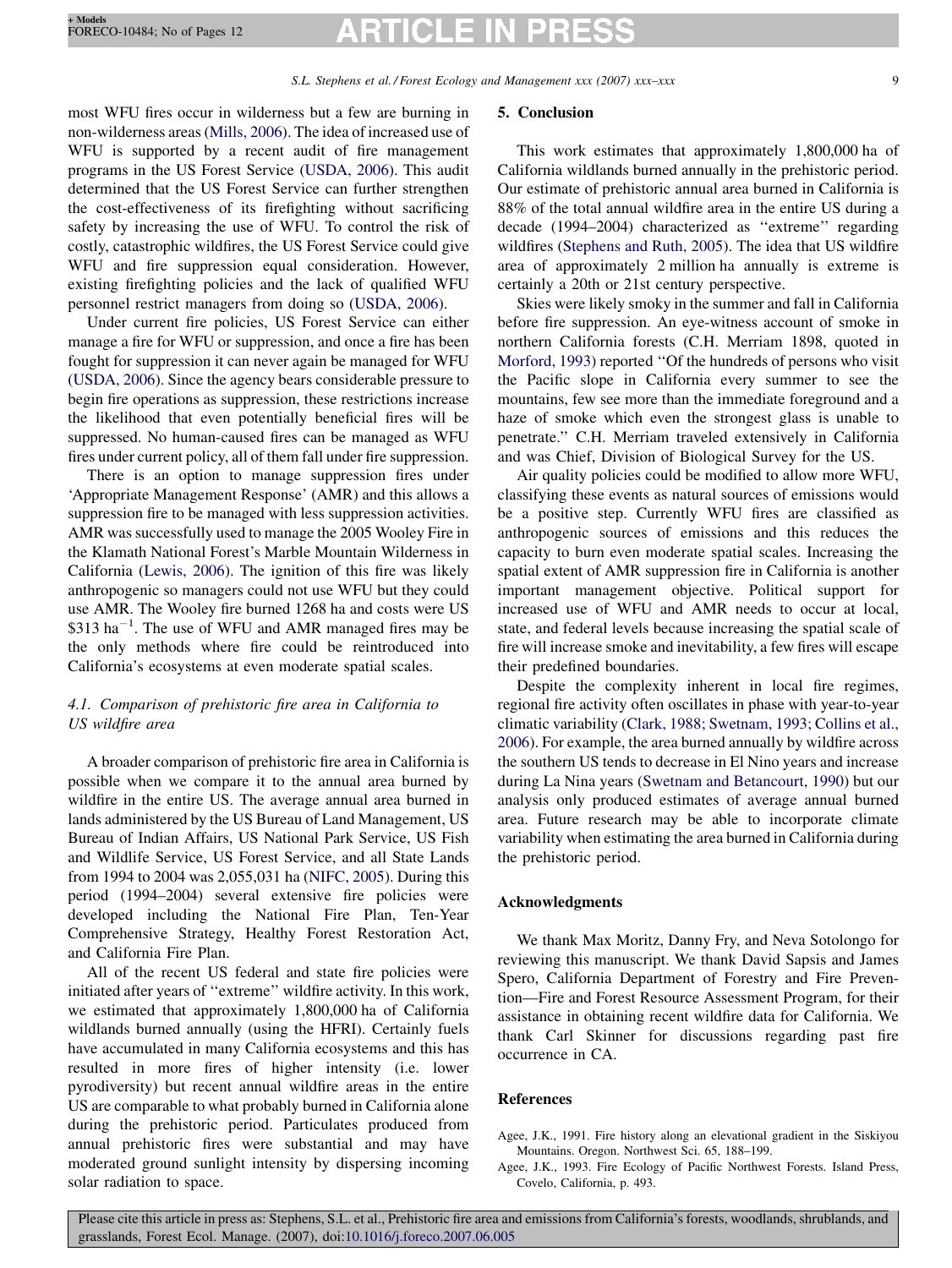most WFU fires occur in wilderness but a few are burning in non-wilderness areas (Mills, 2006). The idea of increased use of WFU is supported by a recent audit of fire management programs in the US Forest Service (USDA, 2006). This audit determined that the US Forest Service can further strengthen the cost-effectiveness of its firefighting without sacrificing safety by increasing the use of WFU. To control the risk of costly, catastrophic wildfires, the US Forest Service could give WFU and fire suppression equal consideration. However, existing firefighting policies and the lack of qualified WFU personnel restrict managers from doing so (USDA, 2006).

Under current fire policies, US Forest Service can either manage a fire for WFU or suppression, and once a fire has been fought for suppression it can never again be managed for WFU (USDA, 2006). Since the agency bears considerable pressure to begin fire operations as suppression, these restrictions increase the likelihood that even potentially beneficial fires will be suppressed. No human-caused fires can be managed as WFU fires under current policy, all of them fall under fire suppression.

There is an option to manage suppression fires under 'Appropriate Management Response' (AMR) and this allows a suppression fire to be managed with less suppression activities. AMR was successfully used to manage the 2005 Wooley Fire in the Klamath National Forest's Marble Mountain Wilderness in California (Lewis, 2006). The ignition of this fire was likely anthropogenic so managers could not use WFU but they could use AMR. The Wooley fire burned 1268 ha and costs were US $313 ha$^{-1}$. The use of WFU and AMR managed fires may be the only methods where fire could be reintroduced into California's ecosystems at even moderate spatial scales.

### 4.1. Comparison of prehistoric fire area in California to US wildfire area

A broader comparison of prehistoric fire area in California is possible when we compare it to the annual area burned by wildfire in the entire US. The average annual area burned in lands administered by the US Bureau of Land Management, US Bureau of Indian Affairs, US National Park Service, US Fish and Wildlife Service, US Forest Service, and all State Lands from 1994 to 2004 was 2,055,031 ha (NIFC, 2005). During this period (1994–2004) several extensive fire policies were developed including the National Fire Plan, Ten-Year Comprehensive Strategy, Healthy Forest Restoration Act, and California Fire Plan.

All of the recent US federal and state fire policies were initiated after years of ''extreme'' wildfire activity. In this work, we estimated that approximately 1,800,000 ha of California wildlands burned annually (using the HFRI). Certainly fuels have accumulated in many California ecosystems and this has resulted in more fires of higher intensity (i.e. lower pyrodiversity) but recent annual wildfire areas in the entire US are comparable to what probably burned in California alone during the prehistoric period. Particulates produced from annual prehistoric fires were substantial and may have moderated ground sunlight intensity by dispersing incoming solar radiation to space.

## 5. Conclusion

This work estimates that approximately 1,800,000 ha of California wildlands burned annually in the prehistoric period. Our estimate of prehistoric annual area burned in California is 88% of the total annual wildfire area in the entire US during a decade (1994–2004) characterized as ''extreme'' regarding wildfires (Stephens and Ruth, 2005). The idea that US wildfire area of approximately 2 million ha annually is extreme is certainly a 20th or 21st century perspective.

Skies were likely smoky in the summer and fall in California before fire suppression. An eye-witness account of smoke in northern California forests (C.H. Merriam 1898, quoted in Morford, 1993) reported ''Of the hundreds of persons who visit the Pacific slope in California every summer to see the mountains, few see more than the immediate foreground and a haze of smoke which even the strongest glass is unable to penetrate.'' C.H. Merriam traveled extensively in California and was Chief, Division of Biological Survey for the US.

Air quality policies could be modified to allow more WFU, classifying these events as natural sources of emissions would be a positive step. Currently WFU fires are classified as anthropogenic sources of emissions and this reduces the capacity to burn even moderate spatial scales. Increasing the spatial extent of AMR suppression fire in California is another important management objective. Political support for increased use of WFU and AMR needs to occur at local, state, and federal levels because increasing the spatial scale of fire will increase smoke and inevitability, a few fires will escape their predefined boundaries.

Despite the complexity inherent in local fire regimes, regional fire activity often oscillates in phase with year-to-year climatic variability (Clark, 1988; Swetnam, 1993; Collins et al., 2006). For example, the area burned annually by wildfire across the southern US tends to decrease in El Nino years and increase during La Nina years (Swetnam and Betancourt, 1990) but our analysis only produced estimates of average annual burned area. Future research may be able to incorporate climate variability when estimating the area burned in California during the prehistoric period.

## Acknowledgments

We thank Max Moritz, Danny Fry, and Neva Sotolongo for reviewing this manuscript. We thank David Sapsis and James Spero, California Department of Forestry and Fire Prevention—Fire and Forest Resource Assessment Program, for their assistance in obtaining recent wildfire data for California. We thank Carl Skinner for discussions regarding past fire occurrence in CA.

## References

Agee, J.K., 1991. Fire history along an elevational gradient in the Siskiyou Mountains. Oregon. Northwest Sci. 65, 188–199.

Agee, J.K., 1993. Fire Ecology of Pacific Northwest Forests. Island Press, Covelo, California, p. 493.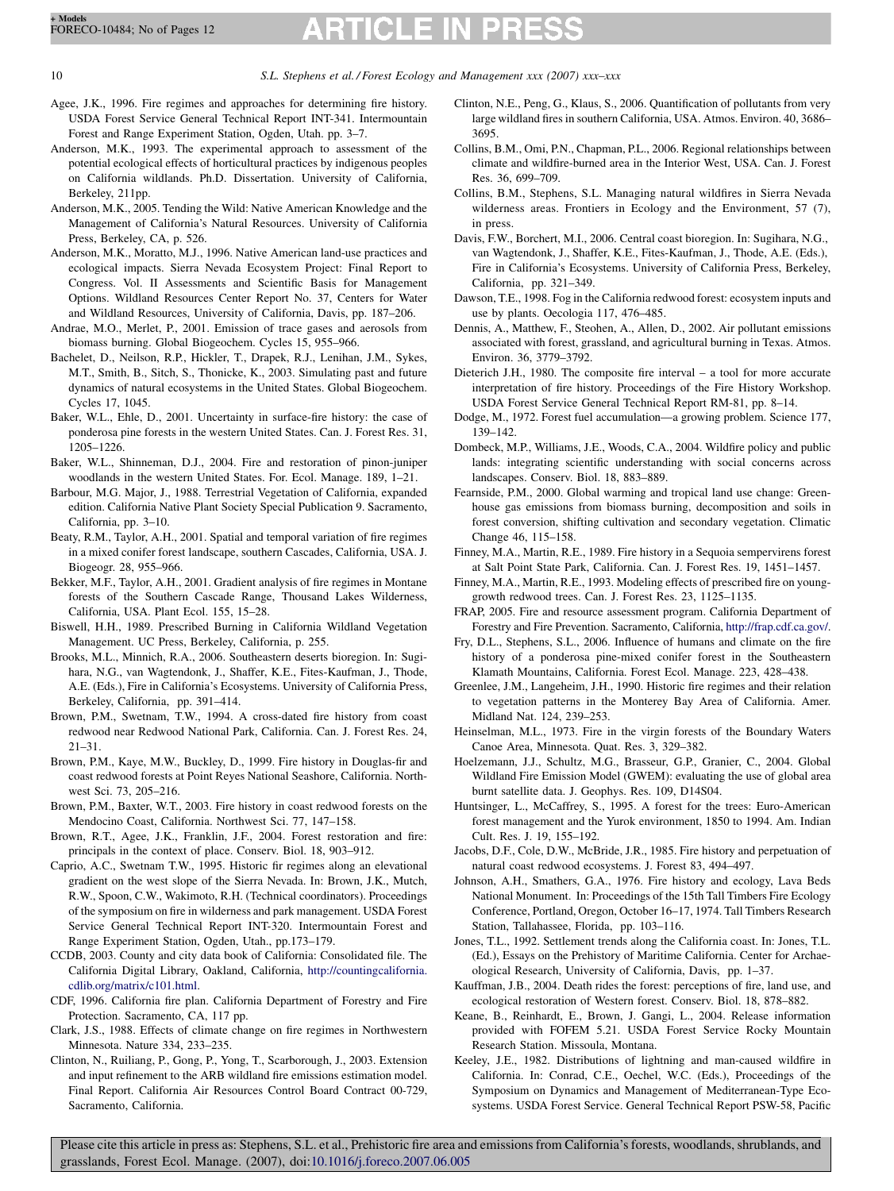Agee, J.K., 1996. Fire regimes and approaches for determining fire history. USDA Forest Service General Technical Report INT-341. Intermountain Forest and Range Experiment Station, Ogden, Utah. pp. 3–7.

Anderson, M.K., 1993. The experimental approach to assessment of the potential ecological effects of horticultural practices by indigenous peoples on California wildlands. Ph.D. Dissertation. University of California, Berkeley, 211pp.

Anderson, M.K., 2005. Tending the Wild: Native American Knowledge and the Management of California's Natural Resources. University of California Press, Berkeley, CA, p. 526.

Anderson, M.K., Moratto, M.J., 1996. Native American land-use practices and ecological impacts. Sierra Nevada Ecosystem Project: Final Report to Congress. Vol. II Assessments and Scientific Basis for Management Options. Wildland Resources Center Report No. 37, Centers for Water and Wildland Resources, University of California, Davis, pp. 187–206.

Andrae, M.O., Merlet, P., 2001. Emission of trace gases and aerosols from biomass burning. Global Biogeochem. Cycles 15, 955–966.

Bachelet, D., Neilson, R.P., Hickler, T., Drapek, R.J., Lenihan, J.M., Sykes, M.T., Smith, B., Sitch, S., Thonicke, K., 2003. Simulating past and future dynamics of natural ecosystems in the United States. Global Biogeochem. Cycles 17, 1045.

Baker, W.L., Ehle, D., 2001. Uncertainty in surface-fire history: the case of ponderosa pine forests in the western United States. Can. J. Forest Res. 31, 1205–1226.

Baker, W.L., Shinneman, D.J., 2004. Fire and restoration of pinon-juniper woodlands in the western United States. For. Ecol. Manage. 189, 1–21.

Barbour, M.G. Major, J., 1988. Terrestrial Vegetation of California, expanded edition. California Native Plant Society Special Publication 9. Sacramento, California, pp. 3–10.

Beaty, R.M., Taylor, A.H., 2001. Spatial and temporal variation of fire regimes in a mixed conifer forest landscape, southern Cascades, California, USA. J. Biogeogr. 28, 955–966.

Bekker, M.F., Taylor, A.H., 2001. Gradient analysis of fire regimes in Montane forests of the Southern Cascade Range, Thousand Lakes Wilderness, California, USA. Plant Ecol. 155, 15–28.

Biswell, H.H., 1989. Prescribed Burning in California Wildland Vegetation Management. UC Press, Berkeley, California, p. 255.

Brooks, M.L., Minnich, R.A., 2006. Southeastern deserts bioregion. In: Sugihara, N.G., van Wagtendonk, J., Shaffer, K.E., Fites-Kaufman, J., Thode, A.E. (Eds.), Fire in California's Ecosystems. University of California Press, Berkeley, California, pp. 391–414.

Brown, P.M., Swetnam, T.W., 1994. A cross-dated fire history from coast redwood near Redwood National Park, California. Can. J. Forest Res. 24, 21–31.

Brown, P.M., Kaye, M.W., Buckley, D., 1999. Fire history in Douglas-fir and coast redwood forests at Point Reyes National Seashore, California. Northwest Sci. 73, 205–216.

Brown, P.M., Baxter, W.T., 2003. Fire history in coast redwood forests on the Mendocino Coast, California. Northwest Sci. 77, 147–158.

Brown, R.T., Agee, J.K., Franklin, J.F., 2004. Forest restoration and fire: principals in the context of place. Conserv. Biol. 18, 903–912.

Caprio, A.C., Swetnam T.W., 1995. Historic fir regimes along an elevational gradient on the west slope of the Sierra Nevada. In: Brown, J.K., Mutch, R.W., Spoon, C.W., Wakimoto, R.H. (Technical coordinators). Proceedings of the symposium on fire in wilderness and park management. USDA Forest Service General Technical Report INT-320. Intermountain Forest and Range Experiment Station, Ogden, Utah., pp.173–179.

CCDB, 2003. County and city data book of California: Consolidated file. The California Digital Library, Oakland, California, http://countingcalifornia.cdlib.org/matrix/c101.html.

CDF, 1996. California fire plan. California Department of Forestry and Fire Protection. Sacramento, CA, 117 pp.

Clark, J.S., 1988. Effects of climate change on fire regimes in Northwestern Minnesota. Nature 334, 233–235.

Clinton, N., Ruiliang, P., Gong, P., Yong, T., Scarborough, J., 2003. Extension and input refinement to the ARB wildland fire emissions estimation model. Final Report. California Air Resources Control Board Contract 00-729, Sacramento, California.

Clinton, N.E., Peng, G., Klaus, S., 2006. Quantification of pollutants from very large wildland fires in southern California, USA. Atmos. Environ. 40, 3686–3695.

Collins, B.M., Omi, P.N., Chapman, P.L., 2006. Regional relationships between climate and wildfire-burned area in the Interior West, USA. Can. J. Forest Res. 36, 699–709.

Collins, B.M., Stephens, S.L. Managing natural wildfires in Sierra Nevada wilderness areas. Frontiers in Ecology and the Environment, 57 (7), in press.

Davis, F.W., Borchert, M.I., 2006. Central coast bioregion. In: Sugihara, N.G., van Wagtendonk, J., Shaffer, K.E., Fites-Kaufman, J., Thode, A.E. (Eds.), Fire in California's Ecosystems. University of California Press, Berkeley, California, pp. 321–349.

Dawson, T.E., 1998. Fog in the California redwood forest: ecosystem inputs and use by plants. Oecologia 117, 476–485.

Dennis, A., Matthew, F., Steohen, A., Allen, D., 2002. Air pollutant emissions associated with forest, grassland, and agricultural burning in Texas. Atmos. Environ. 36, 3779–3792.

Dieterich J.H., 1980. The composite fire interval – a tool for more accurate interpretation of fire history. Proceedings of the Fire History Workshop. USDA Forest Service General Technical Report RM-81, pp. 8–14.

Dodge, M., 1972. Forest fuel accumulation—a growing problem. Science 177, 139–142.

Dombeck, M.P., Williams, J.E., Woods, C.A., 2004. Wildfire policy and public lands: integrating scientific understanding with social concerns across landscapes. Conserv. Biol. 18, 883–889.

Fearnside, P.M., 2000. Global warming and tropical land use change: Greenhouse gas emissions from biomass burning, decomposition and soils in forest conversion, shifting cultivation and secondary vegetation. Climatic Change 46, 115–158.

Finney, M.A., Martin, R.E., 1989. Fire history in a Sequoia sempervirens forest at Salt Point State Park, California. Can. J. Forest Res. 19, 1451–1457.

Finney, M.A., Martin, R.E., 1993. Modeling effects of prescribed fire on young-growth redwood trees. Can. J. Forest Res. 23, 1125–1135.

FRAP, 2005. Fire and resource assessment program. California Department of Forestry and Fire Prevention. Sacramento, California, http://frap.cdf.ca.gov/.

Fry, D.L., Stephens, S.L., 2006. Influence of humans and climate on the fire history of a ponderosa pine-mixed conifer forest in the Southeastern Klamath Mountains, California. Forest Ecol. Manage. 223, 428–438.

Greenlee, J.M., Langeheim, J.H., 1990. Historic fire regimes and their relation to vegetation patterns in the Monterey Bay Area of California. Amer. Midland Nat. 124, 239–253.

Heinselman, M.L., 1973. Fire in the virgin forests of the Boundary Waters Canoe Area, Minnesota. Quat. Res. 3, 329–382.

Hoelzemann, J.J., Schultz, M.G., Brasseur, G.P., Granier, C., 2004. Global Wildland Fire Emission Model (GWEM): evaluating the use of global area burnt satellite data. J. Geophys. Res. 109, D14S04.

Huntsinger, L., McCaffrey, S., 1995. A forest for the trees: Euro-American forest management and the Yurok environment, 1850 to 1994. Am. Indian Cult. Res. J. 19, 155–192.

Jacobs, D.F., Cole, D.W., McBride, J.R., 1985. Fire history and perpetuation of natural coast redwood ecosystems. J. Forest 83, 494–497.

Johnson, A.H., Smathers, G.A., 1976. Fire history and ecology, Lava Beds National Monument. In: Proceedings of the 15th Tall Timbers Fire Ecology Conference, Portland, Oregon, October 16–17, 1974. Tall Timbers Research Station, Tallahassee, Florida, pp. 103–116.

Jones, T.L., 1992. Settlement trends along the California coast. In: Jones, T.L. (Ed.), Essays on the Prehistory of Maritime California. Center for Archaeological Research, University of California, Davis, pp. 1–37.

Kauffman, J.B., 2004. Death rides the forest: perceptions of fire, land use, and ecological restoration of Western forest. Conserv. Biol. 18, 878–882.

Keane, B., Reinhardt, E., Brown, J. Gangi, L., 2004. Release information provided with FOFEM 5.21. USDA Forest Service Rocky Mountain Research Station. Missoula, Montana.

Keeley, J.E., 1982. Distributions of lightning and man-caused wildfire in California. In: Conrad, C.E., Oechel, W.C. (Eds.), Proceedings of the Symposium on Dynamics and Management of Mediterranean-Type Ecosystems. USDA Forest Service. General Technical Report PSW-58, Pacific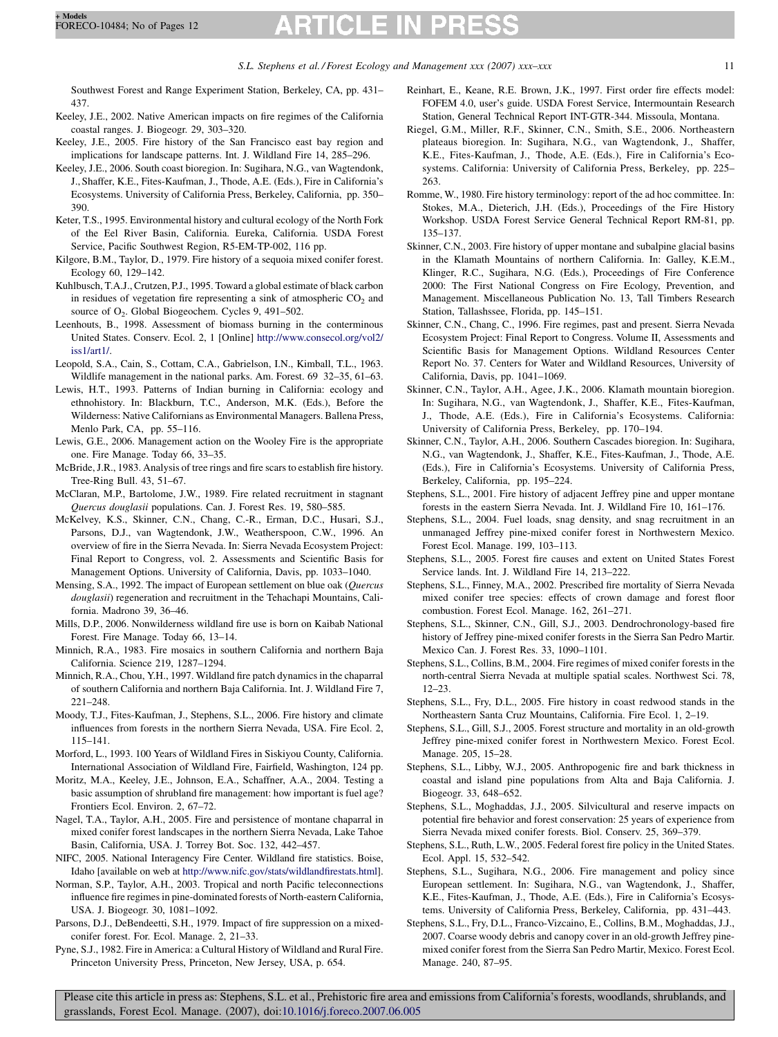Southwest Forest and Range Experiment Station, Berkeley, CA, pp. 431–437.

Keeley, J.E., 2002. Native American impacts on fire regimes of the California coastal ranges. J. Biogeogr. 29, 303–320.

Keeley, J.E., 2005. Fire history of the San Francisco east bay region and implications for landscape patterns. Int. J. Wildland Fire 14, 285–296.

Keeley, J.E., 2006. South coast bioregion. In: Sugihara, N.G., van Wagtendonk, J., Shaffer, K.E., Fites-Kaufman, J., Thode, A.E. (Eds.), Fire in California's Ecosystems. University of California Press, Berkeley, California, pp. 350–390.

Keter, T.S., 1995. Environmental history and cultural ecology of the North Fork of the Eel River Basin, California. Eureka, California. USDA Forest Service, Pacific Southwest Region, R5-EM-TP-002, 116 pp.

Kilgore, B.M., Taylor, D., 1979. Fire history of a sequoia mixed conifer forest. Ecology 60, 129–142.

Kuhlbusch, T.A.J., Crutzen, P.J., 1995. Toward a global estimate of black carbon in residues of vegetation fire representing a sink of atmospheric $CO_2$ and source of $O_2$. Global Biogeochem. Cycles 9, 491–502.

Leenhouts, B., 1998. Assessment of biomass burning in the conterminous United States. Conserv. Ecol. 2, 1 [Online] http://www.consecol.org/vol2/iss1/art1/.

Leopold, S.A., Cain, S., Cottam, C.A., Gabrielson, I.N., Kimball, T.L., 1963. Wildlife management in the national parks. Am. Forest. 69 32–35, 61–63.

Lewis, H.T., 1993. Patterns of Indian burning in California: ecology and ethnohistory. In: Blackburn, T.C., Anderson, M.K. (Eds.), Before the Wilderness: Native Californians as Environmental Managers. Ballena Press, Menlo Park, CA, pp. 55–116.

Lewis, G.E., 2006. Management action on the Wooley Fire is the appropriate one. Fire Manage. Today 66, 33–35.

McBride, J.R., 1983. Analysis of tree rings and fire scars to establish fire history. Tree-Ring Bull. 43, 51–67.

McClaran, M.P., Bartolome, J.W., 1989. Fire related recruitment in stagnant *Quercus douglasii* populations. Can. J. Forest Res. 19, 580–585.

McKelvey, K.S., Skinner, C.N., Chang, C.-R., Erman, D.C., Husari, S.J., Parsons, D.J., van Wagtendonk, J.W., Weatherspoon, C.W., 1996. An overview of fire in the Sierra Nevada. In: Sierra Nevada Ecosystem Project: Final Report to Congress, vol. 2. Assessments and Scientific Basis for Management Options. University of California, Davis, pp. 1033–1040.

Mensing, S.A., 1992. The impact of European settlement on blue oak (*Quercus douglasii*) regeneration and recruitment in the Tehachapi Mountains, California. Madrono 39, 36–46.

Mills, D.P., 2006. Nonwilderness wildland fire use is born on Kaibab National Forest. Fire Manage. Today 66, 13–14.

Minnich, R.A., 1983. Fire mosaics in southern California and northern Baja California. Science 219, 1287–1294.

Minnich, R.A., Chou, Y.H., 1997. Wildland fire patch dynamics in the chaparral of southern California and northern Baja California. Int. J. Wildland Fire 7, 221–248.

Moody, T.J., Fites-Kaufman, J., Stephens, S.L., 2006. Fire history and climate influences from forests in the northern Sierra Nevada, USA. Fire Ecol. 2, 115–141.

Morford, L., 1993. 100 Years of Wildland Fires in Siskiyou County, California. International Association of Wildland Fire, Fairfield, Washington, 124 pp.

Moritz, M.A., Keeley, J.E., Johnson, E.A., Schaffner, A.A., 2004. Testing a basic assumption of shrubland fire management: how important is fuel age? Frontiers Ecol. Environ. 2, 67–72.

Nagel, T.A., Taylor, A.H., 2005. Fire and persistence of montane chaparral in mixed conifer forest landscapes in the northern Sierra Nevada, Lake Tahoe Basin, California, USA. J. Torrey Bot. Soc. 132, 442–457.

NIFC, 2005. National Interagency Fire Center. Wildland fire statistics. Boise, Idaho [available on web at http://www.nifc.gov/stats/wildlandfirestats.html].

Norman, S.P., Taylor, A.H., 2003. Tropical and north Pacific teleconnections influence fire regimes in pine-dominated forests of North-eastern California, USA. J. Biogeogr. 30, 1081–1092.

Parsons, D.J., DeBendeetti, S.H., 1979. Impact of fire suppression on a mixed-conifer forest. For. Ecol. Manage. 2, 21–33.

Pyne, S.J., 1982. Fire in America: a Cultural History of Wildland and Rural Fire. Princeton University Press, Princeton, New Jersey, USA, p. 654.

Reinhart, E., Keane, R.E. Brown, J.K., 1997. First order fire effects model: FOFEM 4.0, user's guide. USDA Forest Service, Intermountain Research Station, General Technical Report INT-GTR-344. Missoula, Montana.

Riegel, G.M., Miller, R.F., Skinner, C.N., Smith, S.E., 2006. Northeastern plateaus bioregion. In: Sugihara, N.G., van Wagtendonk, J., Shaffer, K.E., Fites-Kaufman, J., Thode, A.E. (Eds.), Fire in California's Ecosystems. California: University of California Press, Berkeley, pp. 225–263.

Romme, W., 1980. Fire history terminology: report of the ad hoc committee. In: Stokes, M.A., Dieterich, J.H. (Eds.), Proceedings of the Fire History Workshop. USDA Forest Service General Technical Report RM-81, pp. 135–137.

Skinner, C.N., 2003. Fire history of upper montane and subalpine glacial basins in the Klamath Mountains of northern California. In: Galley, K.E.M., Klinger, R.C., Sugihara, N.G. (Eds.), Proceedings of Fire Conference 2000: The First National Congress on Fire Ecology, Prevention, and Management. Miscellaneous Publication No. 13, Tall Timbers Research Station, Tallashssee, Florida, pp. 145–151.

Skinner, C.N., Chang, C., 1996. Fire regimes, past and present. Sierra Nevada Ecosystem Project: Final Report to Congress. Volume II, Assessments and Scientific Basis for Management Options. Wildland Resources Center Report No. 37. Centers for Water and Wildland Resources, University of California, Davis, pp. 1041–1069.

Skinner, C.N., Taylor, A.H., Agee, J.K., 2006. Klamath mountain bioregion. In: Sugihara, N.G., van Wagtendonk, J., Shaffer, K.E., Fites-Kaufman, J., Thode, A.E. (Eds.), Fire in California's Ecosystems. California: University of California Press, Berkeley, pp. 170–194.

Skinner, C.N., Taylor, A.H., 2006. Southern Cascades bioregion. In: Sugihara, N.G., van Wagtendonk, J., Shaffer, K.E., Fites-Kaufman, J., Thode, A.E. (Eds.), Fire in California's Ecosystems. University of California Press, Berkeley, California, pp. 195–224.

Stephens, S.L., 2001. Fire history of adjacent Jeffrey pine and upper montane forests in the eastern Sierra Nevada. Int. J. Wildland Fire 10, 161–176.

Stephens, S.L., 2004. Fuel loads, snag density, and snag recruitment in an unmanaged Jeffrey pine-mixed conifer forest in Northwestern Mexico. Forest Ecol. Manage. 199, 103–113.

Stephens, S.L., 2005. Forest fire causes and extent on United States Forest Service lands. Int. J. Wildland Fire 14, 213–222.

Stephens, S.L., Finney, M.A., 2002. Prescribed fire mortality of Sierra Nevada mixed conifer tree species: effects of crown damage and forest floor combustion. Forest Ecol. Manage. 162, 261–271.

Stephens, S.L., Skinner, C.N., Gill, S.J., 2003. Dendrochronology-based fire history of Jeffrey pine-mixed conifer forests in the Sierra San Pedro Martir, Mexico Can. J. Forest Res. 33, 1090–1101.

Stephens, S.L., Collins, B.M., 2004. Fire regimes of mixed conifer forests in the north-central Sierra Nevada at multiple spatial scales. Northwest Sci. 78, 12–23.

Stephens, S.L., Fry, D.L., 2005. Fire history in coast redwood stands in the Northeastern Santa Cruz Mountains, California. Fire Ecol. 1, 2–19.

Stephens, S.L., Gill, S.J., 2005. Forest structure and mortality in an old-growth Jeffrey pine-mixed conifer forest in Northwestern Mexico. Forest Ecol. Manage. 205, 15–28.

Stephens, S.L., Libby, W.J., 2005. Anthropogenic fire and bark thickness in coastal and island pine populations from Alta and Baja California. J. Biogeogr. 33, 648–652.

Stephens, S.L., Moghaddas, J.J., 2005. Silvicultural and reserve impacts on potential fire behavior and forest conservation: 25 years of experience from Sierra Nevada mixed conifer forests. Biol. Conserv. 25, 369–379.

Stephens, S.L., Ruth, L.W., 2005. Federal forest fire policy in the United States. Ecol. Appl. 15, 532–542.

Stephens, S.L., Sugihara, N.G., 2006. Fire management and policy since European settlement. In: Sugihara, N.G., van Wagtendonk, J., Shaffer, K.E., Fites-Kaufman, J., Thode, A.E. (Eds.), Fire in California's Ecosystems. University of California Press, Berkeley, California, pp. 431–443.

Stephens, S.L., Fry, D.L., Franco-Vizcaino, E., Collins, B.M., Moghaddas, J.J., 2007. Coarse woody debris and canopy cover in an old-growth Jeffrey pine-mixed conifer forest from the Sierra San Pedro Martir, Mexico. Forest Ecol. Manage. 240, 87–95.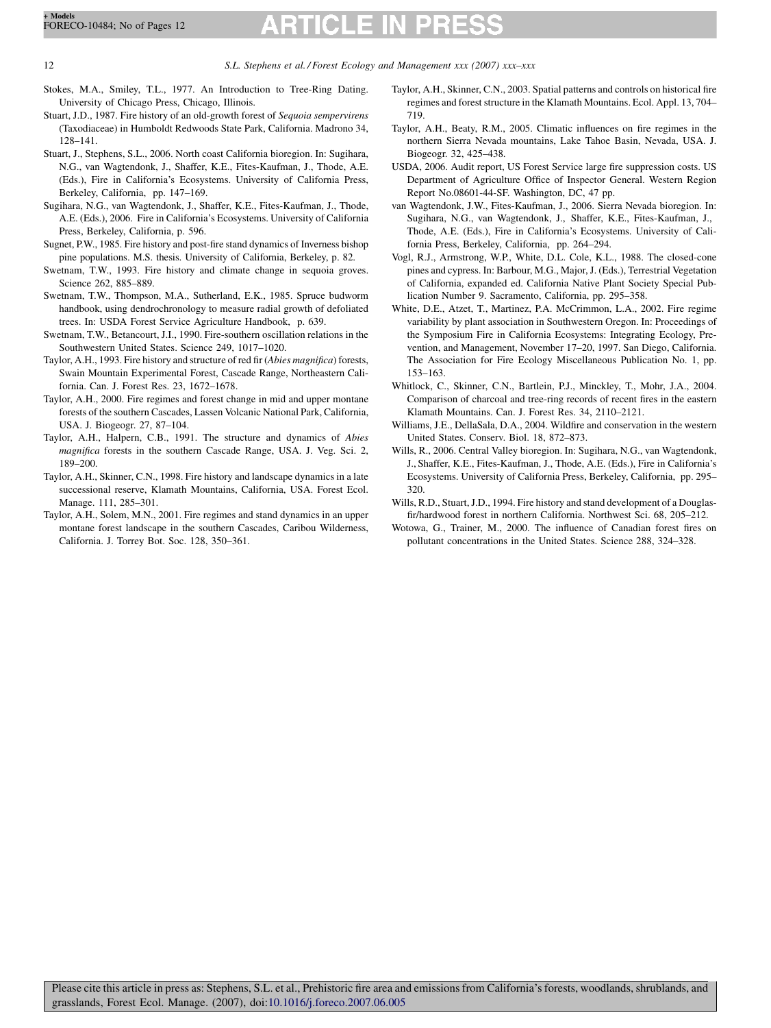Stokes, M.A., Smiley, T.L., 1977. An Introduction to Tree-Ring Dating. University of Chicago Press, Chicago, Illinois.

Stuart, J.D., 1987. Fire history of an old-growth forest of *Sequoia sempervirens* (Taxodiaceae) in Humboldt Redwoods State Park, California. Madrono 34, 128–141.

Stuart, J., Stephens, S.L., 2006. North coast California bioregion. In: Sugihara, N.G., van Wagtendonk, J., Shaffer, K.E., Fites-Kaufman, J., Thode, A.E. (Eds.), Fire in California's Ecosystems. University of California Press, Berkeley, California, pp. 147–169.

Sugihara, N.G., van Wagtendonk, J., Shaffer, K.E., Fites-Kaufman, J., Thode, A.E. (Eds.), 2006. Fire in California's Ecosystems. University of California Press, Berkeley, California, p. 596.

Sugnet, P.W., 1985. Fire history and post-fire stand dynamics of Inverness bishop pine populations. M.S. thesis. University of California, Berkeley, p. 82.

Swetnam, T.W., 1993. Fire history and climate change in sequoia groves. Science 262, 885–889.

Swetnam, T.W., Thompson, M.A., Sutherland, E.K., 1985. Spruce budworm handbook, using dendrochronology to measure radial growth of defoliated trees. In: USDA Forest Service Agriculture Handbook, p. 639.

Swetnam, T.W., Betancourt, J.I., 1990. Fire-southern oscillation relations in the Southwestern United States. Science 249, 1017–1020.

Taylor, A.H., 1993. Fire history and structure of red fir (*Abies magnifica*) forests, Swain Mountain Experimental Forest, Cascade Range, Northeastern California. Can. J. Forest Res. 23, 1672–1678.

Taylor, A.H., 2000. Fire regimes and forest change in mid and upper montane forests of the southern Cascades, Lassen Volcanic National Park, California, USA. J. Biogeogr. 27, 87–104.

Taylor, A.H., Halpern, C.B., 1991. The structure and dynamics of *Abies magnifica* forests in the southern Cascade Range, USA. J. Veg. Sci. 2, 189–200.

Taylor, A.H., Skinner, C.N., 1998. Fire history and landscape dynamics in a late successional reserve, Klamath Mountains, California, USA. Forest Ecol. Manage. 111, 285–301.

Taylor, A.H., Solem, M.N., 2001. Fire regimes and stand dynamics in an upper montane forest landscape in the southern Cascades, Caribou Wilderness, California. J. Torrey Bot. Soc. 128, 350–361.

Taylor, A.H., Skinner, C.N., 2003. Spatial patterns and controls on historical fire regimes and forest structure in the Klamath Mountains. Ecol. Appl. 13, 704–719.

Taylor, A.H., Beaty, R.M., 2005. Climatic influences on fire regimes in the northern Sierra Nevada mountains, Lake Tahoe Basin, Nevada, USA. J. Biogeogr. 32, 425–438.

USDA, 2006. Audit report, US Forest Service large fire suppression costs. US Department of Agriculture Office of Inspector General. Western Region Report No.08601-44-SF. Washington, DC, 47 pp.

van Wagtendonk, J.W., Fites-Kaufman, J., 2006. Sierra Nevada bioregion. In: Sugihara, N.G., van Wagtendonk, J., Shaffer, K.E., Fites-Kaufman, J., Thode, A.E. (Eds.), Fire in California's Ecosystems. University of California Press, Berkeley, California, pp. 264–294.

Vogl, R.J., Armstrong, W.P., White, D.L. Cole, K.L., 1988. The closed-cone pines and cypress. In: Barbour, M.G., Major, J. (Eds.), Terrestrial Vegetation of California, expanded ed. California Native Plant Society Special Publication Number 9. Sacramento, California, pp. 295–358.

White, D.E., Atzet, T., Martinez, P.A. McCrimmon, L.A., 2002. Fire regime variability by plant association in Southwestern Oregon. In: Proceedings of the Symposium Fire in California Ecosystems: Integrating Ecology, Prevention, and Management, November 17–20, 1997. San Diego, California. The Association for Fire Ecology Miscellaneous Publication No. 1, pp. 153–163.

Whitlock, C., Skinner, C.N., Bartlein, P.J., Minckley, T., Mohr, J.A., 2004. Comparison of charcoal and tree-ring records of recent fires in the eastern Klamath Mountains. Can. J. Forest Res. 34, 2110–2121.

Williams, J.E., DellaSala, D.A., 2004. Wildfire and conservation in the western United States. Conserv. Biol. 18, 872–873.

Wills, R., 2006. Central Valley bioregion. In: Sugihara, N.G., van Wagtendonk, J., Shaffer, K.E., Fites-Kaufman, J., Thode, A.E. (Eds.), Fire in California's Ecosystems. University of California Press, Berkeley, California, pp. 295–320.

Wills, R.D., Stuart, J.D., 1994. Fire history and stand development of a Douglas-fir/hardwood forest in northern California. Northwest Sci. 68, 205–212.

Wotowa, G., Trainer, M., 2000. The influence of Canadian forest fires on pollutant concentrations in the United States. Science 288, 324–328.